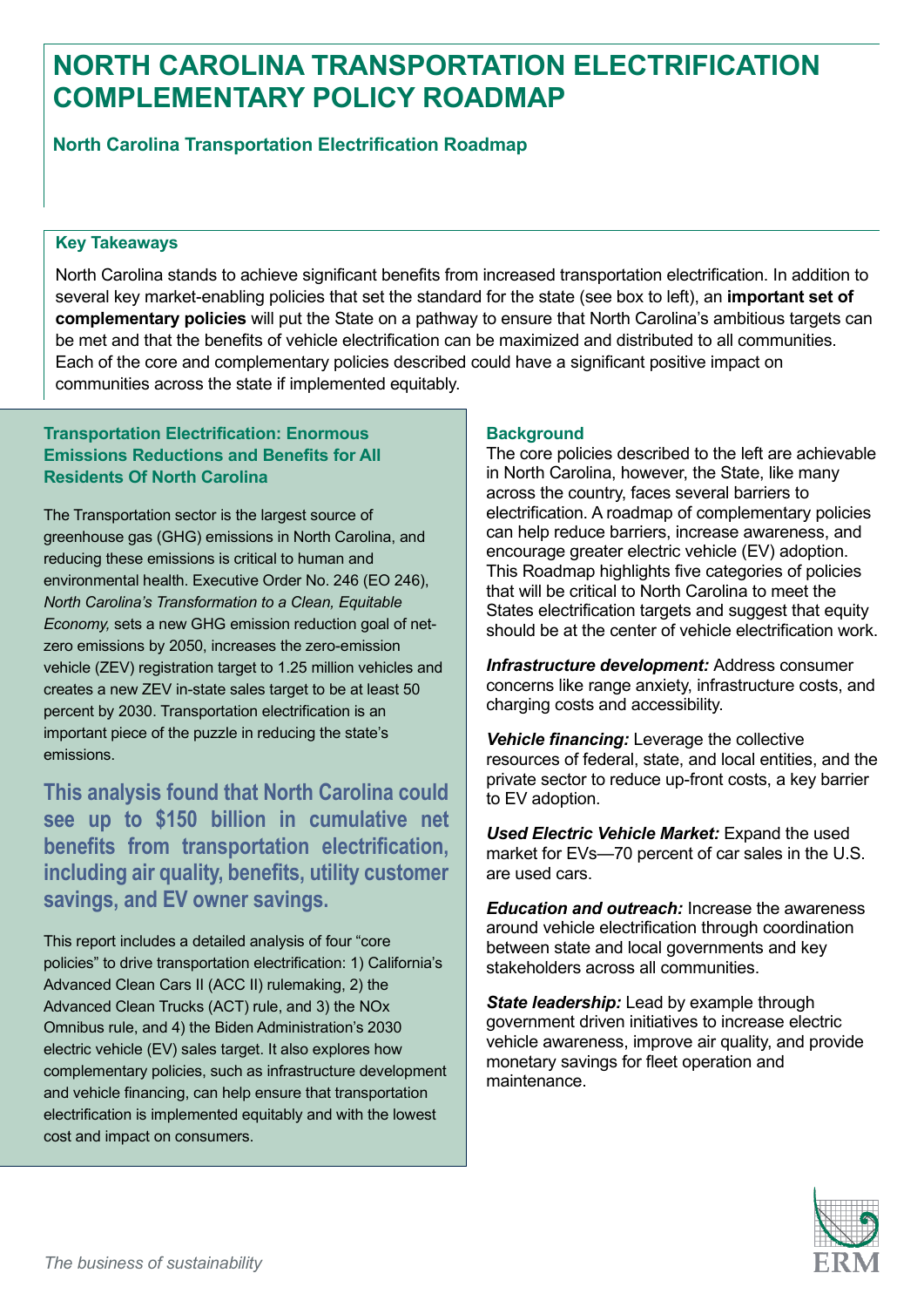# NORTH CAROLINA TRANSPORTATION ELECTRIFICATION COMPLEMENTARY POLICY ROADMAP

## North Carolina Transportation Electrification Roadmap

### Key Takeaways

North Carolina stands to achieve significant benefits from increased transportation electrification. In addition to several key market-enabling policies that set the standard for the state (see box to left), an **important set of complementary policies** will put the State on a pathway to ensure that North Carolina's ambitious targets can be met and that the benefits of vehicle electrification can be maximized and distributed to all communities. Each of the core and complementary policies described could have a significant positive impact on communities across the state if implemented equitably.

### Transportation Electrification: Enormous Emissions Reductions and Benefits for All Residents Of North Carolina

The Transportation sector is the largest source of greenhouse gas (GHG) emissions in North Carolina, and reducing these emissions is critical to human and environmental health. Executive Order No. 246 (EO 246), *North Carolina's Transformation to a Clean, Equitable Economy,* sets a new GHG emission reduction goal of net-zero emissions by 2050, increases the zero-emission vehicle (ZEV) registration target to 1.25 million vehicles and creates a new ZEV in-state sales target to be at least 50 percent by 2030. Transportation electrification is an important piece of the puzzle in reducing the state's emissions.

**This analysis found that North Carolina could see up to $150 billion in cumulative net benefits from transportation electrification, including air quality, benefits, utility customer savings, and EV owner savings.**

This report includes a detailed analysis of four "core policies" to drive transportation electrification: 1) California's Advanced Clean Cars II (ACC II) rulemaking, 2) the Advanced Clean Trucks (ACT) rule, and 3) the NOx Omnibus rule, and 4) the Biden Administration's 2030 electric vehicle (EV) sales target. It also explores how complementary policies, such as infrastructure development and vehicle financing, can help ensure that transportation electrification is implemented equitably and with the lowest cost and impact on consumers.

### Background

The core policies described to the left are achievable in North Carolina, however, the State, like many across the country, faces several barriers to electrification. A roadmap of complementary policies can help reduce barriers, increase awareness, and encourage greater electric vehicle (EV) adoption. This Roadmap highlights five categories of policies that will be critical to North Carolina to meet the States electrification targets and suggest that equity should be at the center of vehicle electrification work.

***Infrastructure development:*** Address consumer concerns like range anxiety, infrastructure costs, and charging costs and accessibility.

***Vehicle financing:*** Leverage the collective resources of federal, state, and local entities, and the private sector to reduce up-front costs, a key barrier to EV adoption.

***Used Electric Vehicle Market:*** Expand the used market for EVs—70 percent of car sales in the U.S. are used cars.

***Education and outreach:*** Increase the awareness around vehicle electrification through coordination between state and local governments and key stakeholders across all communities.

***State leadership:*** Lead by example through government driven initiatives to increase electric vehicle awareness, improve air quality, and provide monetary savings for fleet operation and maintenance.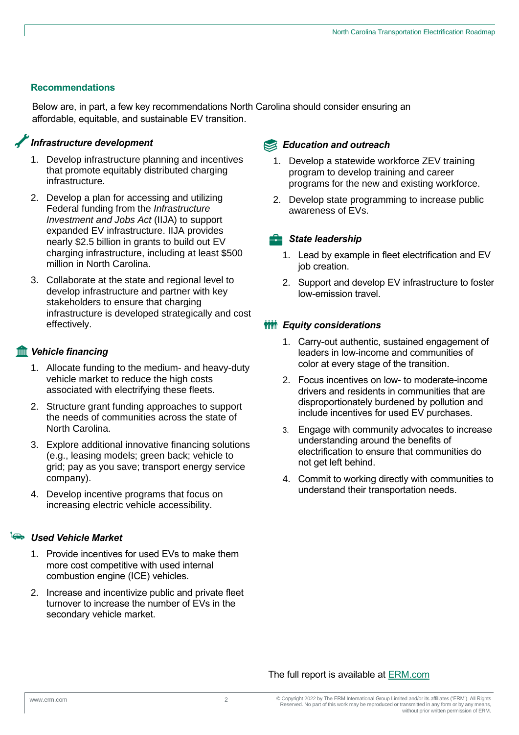## Recommendations

Below are, in part, a few key recommendations North Carolina should consider ensuring an affordable, equitable, and sustainable EV transition.

### *Infrastructure development*

1. Develop infrastructure planning and incentives that promote equitably distributed charging infrastructure.
2. Develop a plan for accessing and utilizing Federal funding from the *Infrastructure Investment and Jobs Act* (IIJA) to support expanded EV infrastructure. IIJA provides nearly $2.5 billion in grants to build out EV charging infrastructure, including at least $500 million in North Carolina.
3. Collaborate at the state and regional level to develop infrastructure and partner with key stakeholders to ensure that charging infrastructure is developed strategically and cost effectively.

### *Vehicle financing*

1. Allocate funding to the medium- and heavy-duty vehicle market to reduce the high costs associated with electrifying these fleets.
2. Structure grant funding approaches to support the needs of communities across the state of North Carolina.
3. Explore additional innovative financing solutions (e.g., leasing models; green back; vehicle to grid; pay as you save; transport energy service company).
4. Develop incentive programs that focus on increasing electric vehicle accessibility.

### *Used Vehicle Market*

1. Provide incentives for used EVs to make them more cost competitive with used internal combustion engine (ICE) vehicles.
2. Increase and incentivize public and private fleet turnover to increase the number of EVs in the secondary vehicle market.

### *Education and outreach*

1. Develop a statewide workforce ZEV training program to develop training and career programs for the new and existing workforce.
2. Develop state programming to increase public awareness of EVs.

### *State leadership*

1. Lead by example in fleet electrification and EV job creation.
2. Support and develop EV infrastructure to foster low-emission travel.

### *Equity considerations*

1. Carry-out authentic, sustained engagement of leaders in low-income and communities of color at every stage of the transition.
2. Focus incentives on low- to moderate-income drivers and residents in communities that are disproportionately burdened by pollution and include incentives for used EV purchases.
3. Engage with community advocates to increase understanding around the benefits of electrification to ensure that communities do not get left behind.
4. Commit to working directly with communities to understand their transportation needs.

The full report is available at [ERM.com](ERM.com)

© Copyright 2022 by The ERM International Group Limited and/or its affiliates ('ERM'). All Rights Reserved. No part of this work may be reproduced or transmitted in any form or by any means, without prior written permission of ERM.